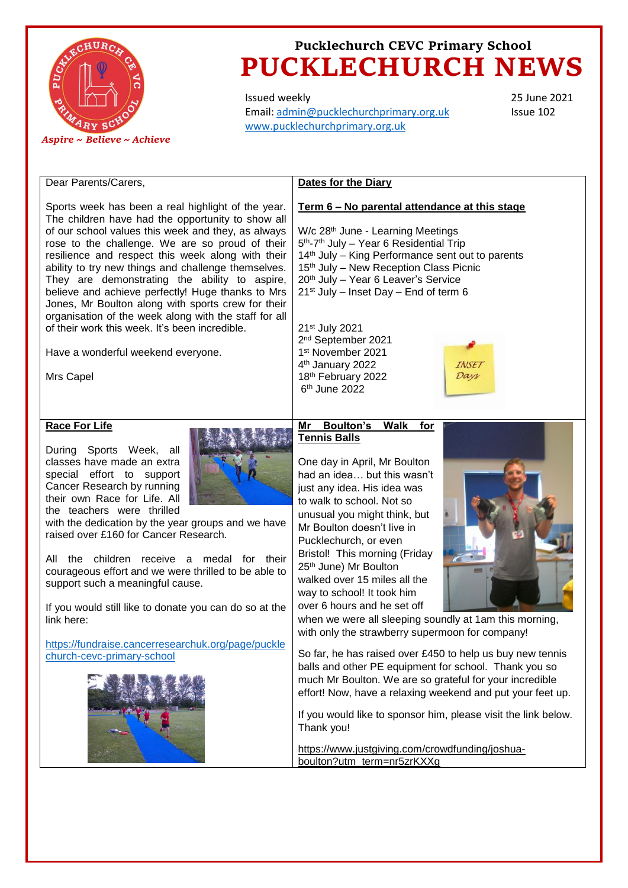Pucklechurch CEVC Primary School

# PUCKLECHURCH NEWS

*Aspire ~ Believe ~ Achieve*

Issued weekly
Email: admin@pucklechurchprimary.org.uk
www.pucklechurchprimary.org.uk

25 June 2021
Issue 102

Dear Parents/Carers,

Sports week has been a real highlight of the year. The children have had the opportunity to show all of our school values this week and they, as always rose to the challenge. We are so proud of their resilience and respect this week along with their ability to try new things and challenge themselves. They are demonstrating the ability to aspire, believe and achieve perfectly! Huge thanks to Mrs Jones, Mr Boulton along with sports crew for their organisation of the week along with the staff for all of their work this week. It's been incredible.

Have a wonderful weekend everyone.

Mrs Capel

## Dates for the Diary

**Term 6 – No parental attendance at this stage**

W/c 28th June - Learning Meetings
5th-7th July – Year 6 Residential Trip
14th July – King Performance sent out to parents
15th July – New Reception Class Picnic
20th July – Year 6 Leaver's Service
21st July – Inset Day – End of term 6

INSET Days

21st July 2021
2nd September 2021
1st November 2021
4th January 2022
18th February 2022
6th June 2022

## Race For Life

During Sports Week, all classes have made an extra special effort to support Cancer Research by running their own Race for Life. All the teachers were thrilled with the dedication by the year groups and we have raised over £160 for Cancer Research.

All the children receive a medal for their courageous effort and we were thrilled to be able to support such a meaningful cause.

If you would still like to donate you can do so at the link here:

https://fundraise.cancerresearchuk.org/page/pucklechurch-cevc-primary-school

## Mr Boulton's Walk for Tennis Balls

One day in April, Mr Boulton had an idea… but this wasn't just any idea. His idea was to walk to school. Not so unusual you might think, but Mr Boulton doesn't live in Pucklechurch, or even Bristol! This morning (Friday 25th June) Mr Boulton walked over 15 miles all the way to school! It took him over 6 hours and he set off when we were all sleeping soundly at 1am this morning, with only the strawberry supermoon for company!

So far, he has raised over £450 to help us buy new tennis balls and other PE equipment for school. Thank you so much Mr Boulton. We are so grateful for your incredible effort! Now, have a relaxing weekend and put your feet up.

If you would like to sponsor him, please visit the link below. Thank you!

https://www.justgiving.com/crowdfunding/joshua-boulton?utm_term=nr5zrKXXg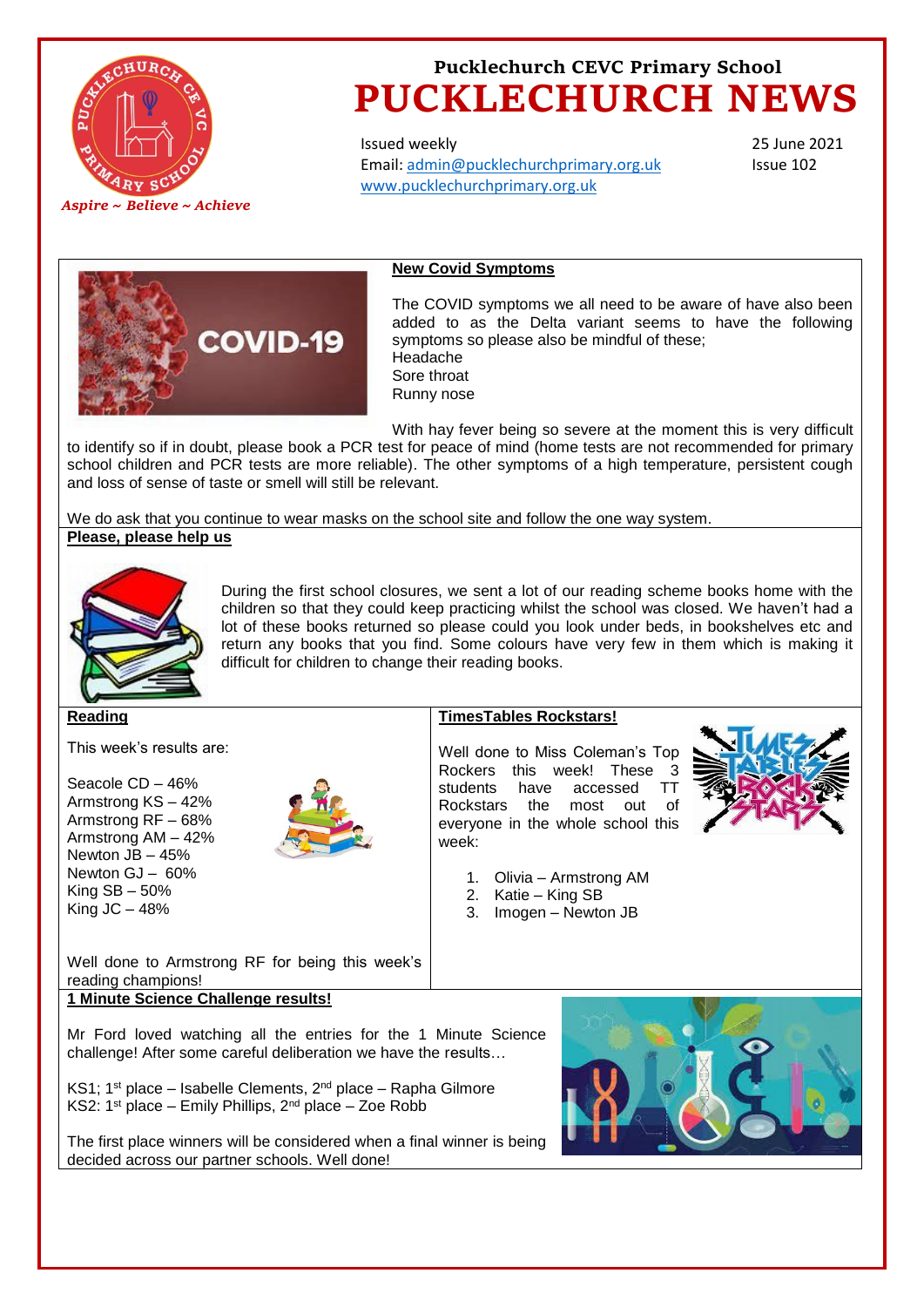Pucklechurch CEVC Primary School

# PUCKLECHURCH NEWS

*Aspire ~ Believe ~ Achieve*

Issued weekly
Email: admin@pucklechurchprimary.org.uk
www.pucklechurchprimary.org.uk

25 June 2021
Issue 102

## New Covid Symptoms

The COVID symptoms we all need to be aware of have also been added to as the Delta variant seems to have the following symptoms so please also be mindful of these;
Headache
Sore throat
Runny nose

With hay fever being so severe at the moment this is very difficult to identify so if in doubt, please book a PCR test for peace of mind (home tests are not recommended for primary school children and PCR tests are more reliable). The other symptoms of a high temperature, persistent cough and loss of sense of taste or smell will still be relevant.

We do ask that you continue to wear masks on the school site and follow the one way system.

## Please, please help us

During the first school closures, we sent a lot of our reading scheme books home with the children so that they could keep practicing whilst the school was closed. We haven't had a lot of these books returned so please could you look under beds, in bookshelves etc and return any books that you find. Some colours have very few in them which is making it difficult for children to change their reading books.

## Reading

This week's results are:

Seacole CD – 46%
Armstrong KS – 42%
Armstrong RF – 68%
Armstrong AM – 42%
Newton JB – 45%
Newton GJ – 60%
King SB – 50%
King JC – 48%

Well done to Armstrong RF for being this week's reading champions!

## TimesTables Rockstars!

Well done to Miss Coleman's Top Rockers this week! These 3 students have accessed TT Rockstars the most out of everyone in the whole school this week:

1. Olivia – Armstrong AM
2. Katie – King SB
3. Imogen – Newton JB

## 1 Minute Science Challenge results!

Mr Ford loved watching all the entries for the 1 Minute Science challenge! After some careful deliberation we have the results…

KS1; 1st place – Isabelle Clements, 2nd place – Rapha Gilmore
KS2: 1st place – Emily Phillips, 2nd place – Zoe Robb

The first place winners will be considered when a final winner is being decided across our partner schools. Well done!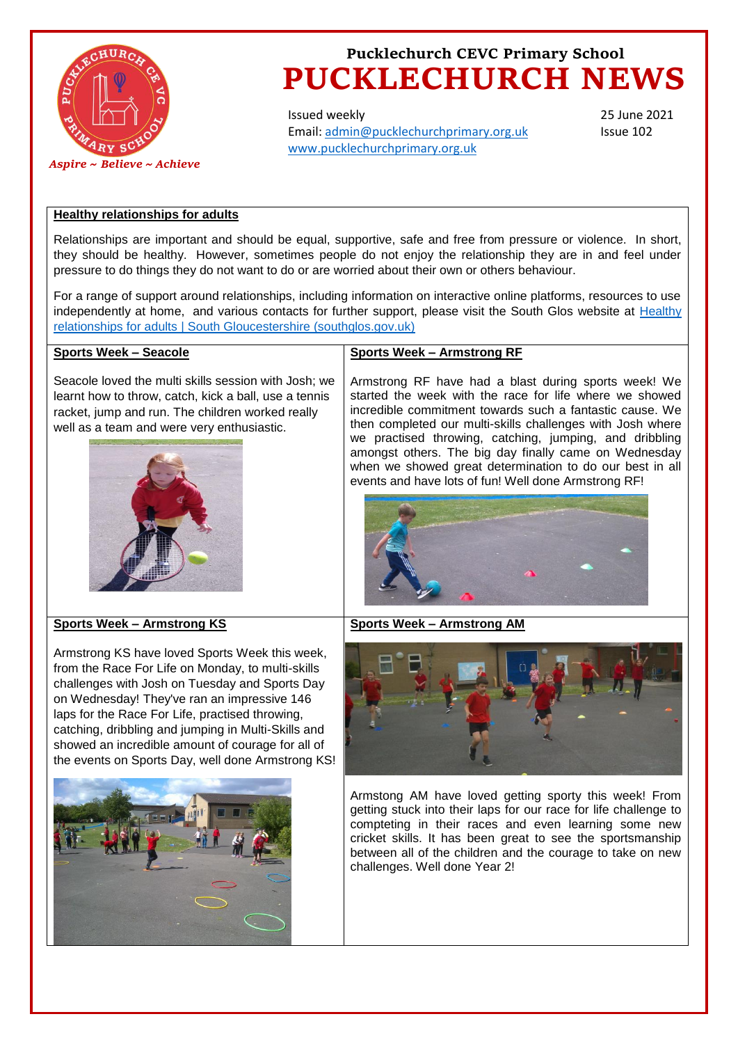Pucklechurch CEVC Primary School

# PUCKLECHURCH NEWS

*Aspire ~ Believe ~ Achieve*

Issued weekly
Email: [admin@pucklechurchprimary.org.uk](mailto:admin@pucklechurchprimary.org.uk)
[www.pucklechurchprimary.org.uk](http://www.pucklechurchprimary.org.uk)

25 June 2021
Issue 102

## Healthy relationships for adults

Relationships are important and should be equal, supportive, safe and free from pressure or violence. In short, they should be healthy. However, sometimes people do not enjoy the relationship they are in and feel under pressure to do things they do not want to do or are worried about their own or others behaviour.

For a range of support around relationships, including information on interactive online platforms, resources to use independently at home, and various contacts for further support, please visit the South Glos website at Healthy relationships for adults | South Gloucestershire (southglos.gov.uk)

## Sports Week – Seacole

Seacole loved the multi skills session with Josh; we learnt how to throw, catch, kick a ball, use a tennis racket, jump and run. The children worked really well as a team and were very enthusiastic.

## Sports Week – Armstrong RF

Armstrong RF have had a blast during sports week! We started the week with the race for life where we showed incredible commitment towards such a fantastic cause. We then completed our multi-skills challenges with Josh where we practised throwing, catching, jumping, and dribbling amongst others. The big day finally came on Wednesday when we showed great determination to do our best in all events and have lots of fun! Well done Armstrong RF!

## Sports Week – Armstrong KS

Armstrong KS have loved Sports Week this week, from the Race For Life on Monday, to multi-skills challenges with Josh on Tuesday and Sports Day on Wednesday! They've ran an impressive 146 laps for the Race For Life, practised throwing, catching, dribbling and jumping in Multi-Skills and showed an incredible amount of courage for all of the events on Sports Day, well done Armstrong KS!

## Sports Week – Armstrong AM

Armstong AM have loved getting sporty this week! From getting stuck into their laps for our race for life challenge to compteting in their races and even learning some new cricket skills. It has been great to see the sportsmanship between all of the children and the courage to take on new challenges. Well done Year 2!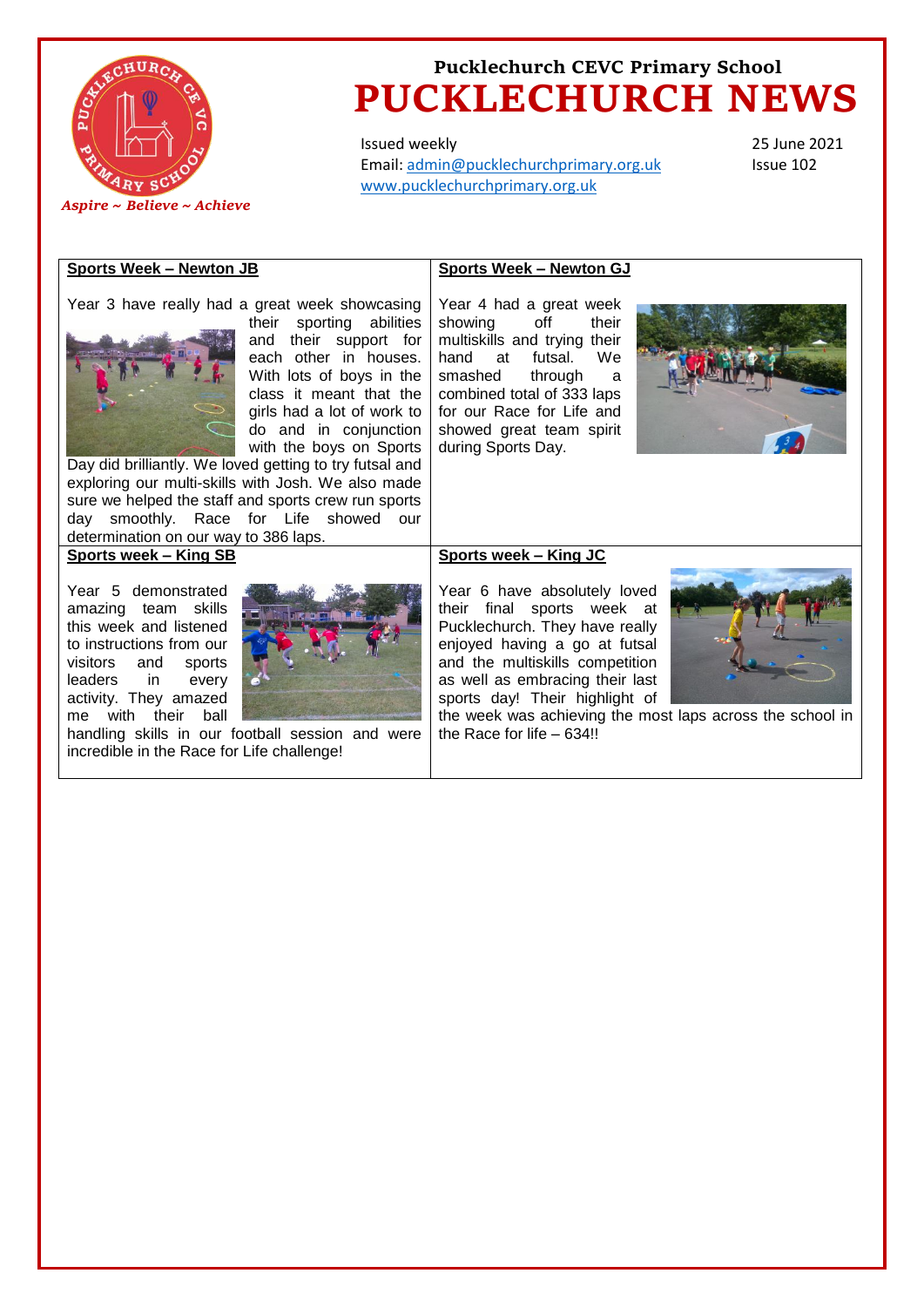Pucklechurch CEVC Primary School

# PUCKLECHURCH NEWS

*Aspire ~ Believe ~ Achieve*

Issued weekly
Email: admin@pucklechurchprimary.org.uk
www.pucklechurchprimary.org.uk

25 June 2021
Issue 102

## Sports Week – Newton JB

Year 3 have really had a great week showcasing their sporting abilities and their support for each other in houses. With lots of boys in the class it meant that the girls had a lot of work to do and in conjunction with the boys on Sports Day did brilliantly. We loved getting to try futsal and exploring our multi-skills with Josh. We also made sure we helped the staff and sports crew run sports day smoothly. Race for Life showed our determination on our way to 386 laps.

## Sports Week – Newton GJ

Year 4 had a great week showing off their multiskills and trying their hand at futsal. We smashed through a combined total of 333 laps for our Race for Life and showed great team spirit during Sports Day.

## Sports week – King SB

Year 5 demonstrated amazing team skills this week and listened to instructions from our visitors and sports leaders in every activity. They amazed me with their ball handling skills in our football session and were incredible in the Race for Life challenge!

## Sports week – King JC

Year 6 have absolutely loved their final sports week at Pucklechurch. They have really enjoyed having a go at futsal and the multiskills competition as well as embracing their last sports day! Their highlight of the week was achieving the most laps across the school in the Race for life – 634!!